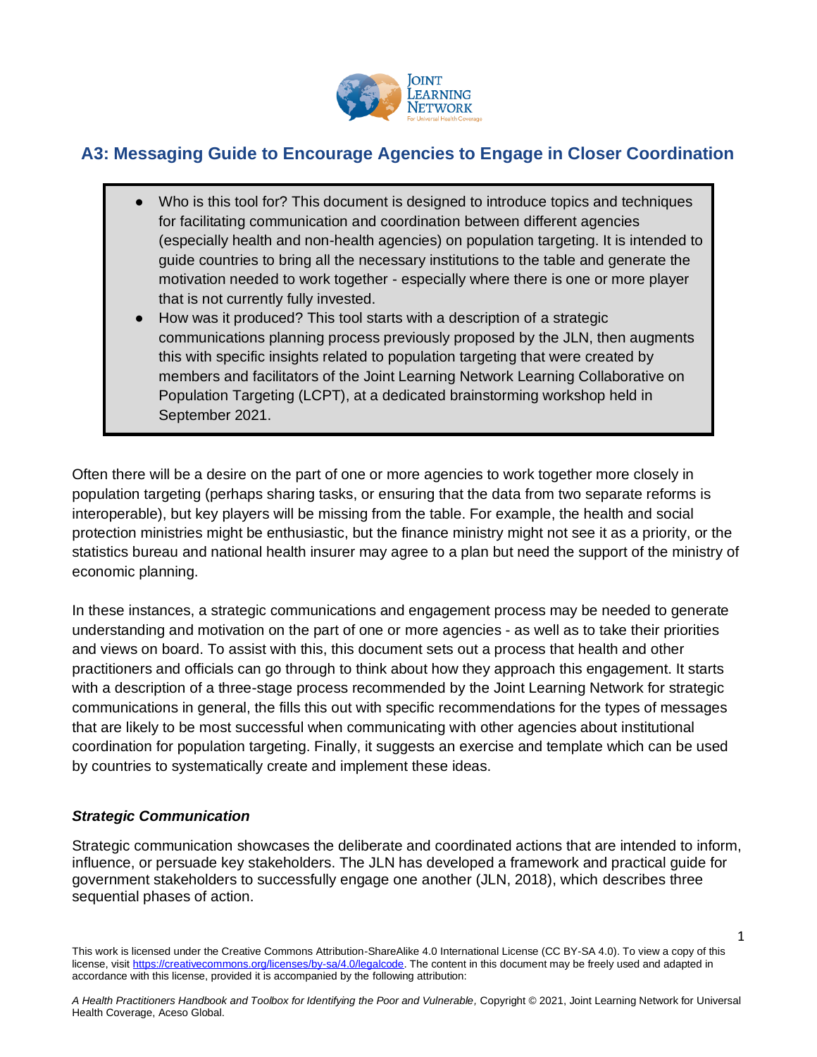# A3: Messaging Guide to Encourage Agencies to Engage in Closer Coordination

- Who is this tool for? This document is designed to introduce topics and techniques for facilitating communication and coordination between different agencies (especially health and non-health agencies) on population targeting. It is intended to guide countries to bring all the necessary institutions to the table and generate the motivation needed to work together - especially where there is one or more player that is not currently fully invested.
- How was it produced? This tool starts with a description of a strategic communications planning process previously proposed by the JLN, then augments this with specific insights related to population targeting that were created by members and facilitators of the Joint Learning Network Learning Collaborative on Population Targeting (LCPT), at a dedicated brainstorming workshop held in September 2021.

Often there will be a desire on the part of one or more agencies to work together more closely in population targeting (perhaps sharing tasks, or ensuring that the data from two separate reforms is interoperable), but key players will be missing from the table. For example, the health and social protection ministries might be enthusiastic, but the finance ministry might not see it as a priority, or the statistics bureau and national health insurer may agree to a plan but need the support of the ministry of economic planning.

In these instances, a strategic communications and engagement process may be needed to generate understanding and motivation on the part of one or more agencies - as well as to take their priorities and views on board. To assist with this, this document sets out a process that health and other practitioners and officials can go through to think about how they approach this engagement. It starts with a description of a three-stage process recommended by the Joint Learning Network for strategic communications in general, the fills this out with specific recommendations for the types of messages that are likely to be most successful when communicating with other agencies about institutional coordination for population targeting. Finally, it suggests an exercise and template which can be used by countries to systematically create and implement these ideas.

### *Strategic Communication*

Strategic communication showcases the deliberate and coordinated actions that are intended to inform, influence, or persuade key stakeholders. The JLN has developed a framework and practical guide for government stakeholders to successfully engage one another (JLN, 2018), which describes three sequential phases of action.

This work is licensed under the Creative Commons Attribution-ShareAlike 4.0 International License (CC BY-SA 4.0). To view a copy of this license, visit https://creativecommons.org/licenses/by-sa/4.0/legalcode. The content in this document may be freely used and adapted in accordance with this license, provided it is accompanied by the following attribution:

*A Health Practitioners Handbook and Toolbox for Identifying the Poor and Vulnerable,* Copyright © 2021, Joint Learning Network for Universal Health Coverage, Aceso Global.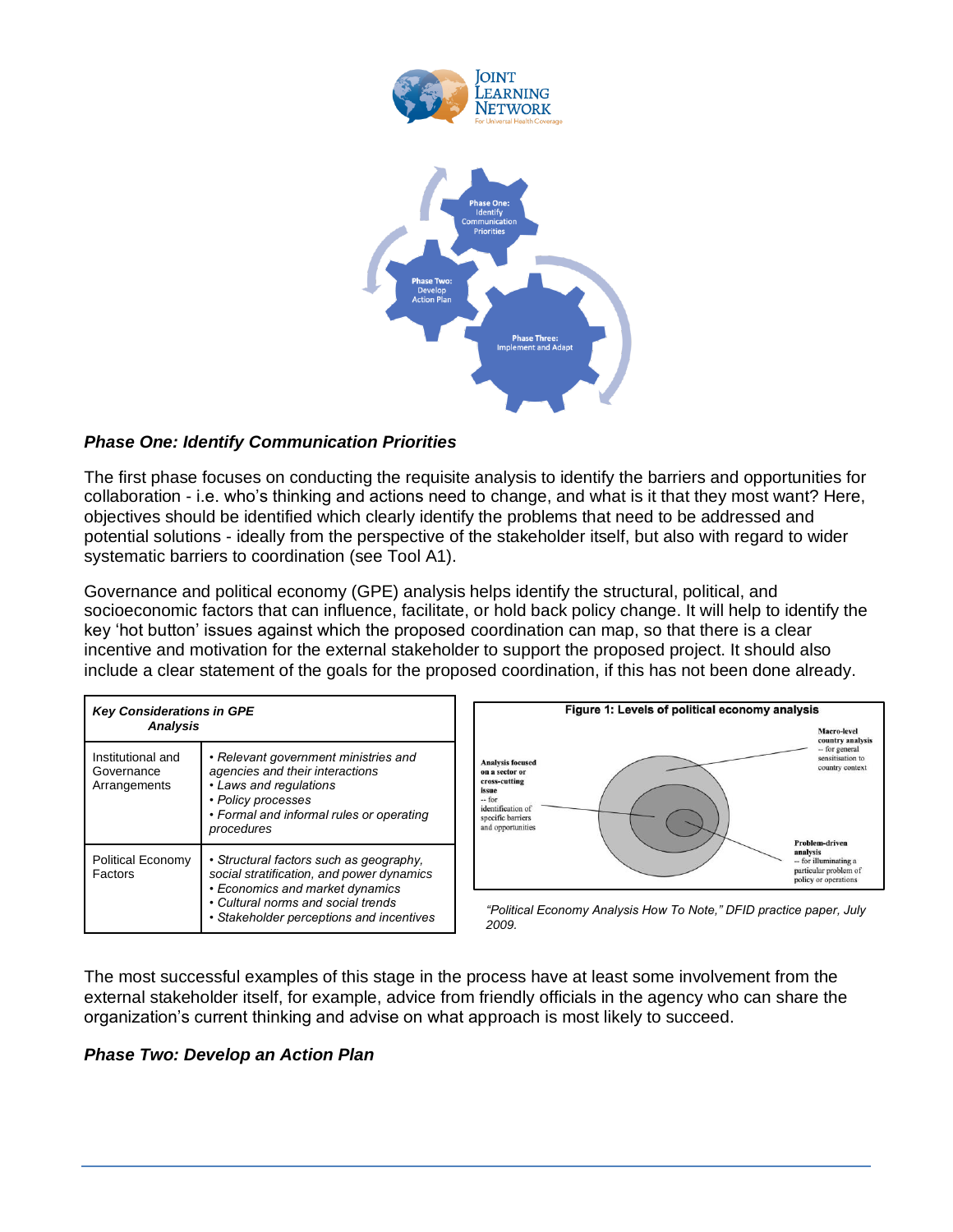### *Phase One: Identify Communication Priorities*

The first phase focuses on conducting the requisite analysis to identify the barriers and opportunities for collaboration - i.e. who's thinking and actions need to change, and what is it that they most want? Here, objectives should be identified which clearly identify the problems that need to be addressed and potential solutions - ideally from the perspective of the stakeholder itself, but also with regard to wider systematic barriers to coordination (see Tool A1).

Governance and political economy (GPE) analysis helps identify the structural, political, and socioeconomic factors that can influence, facilitate, or hold back policy change. It will help to identify the key 'hot button' issues against which the proposed coordination can map, so that there is a clear incentive and motivation for the external stakeholder to support the proposed project. It should also include a clear statement of the goals for the proposed coordination, if this has not been done already.

| ***Key Considerations in GPE Analysis*** | |
|---|---|
| Institutional and Governance Arrangements | *• Relevant government ministries and agencies and their interactions<br>• Laws and regulations<br>• Policy processes<br>• Formal and informal rules or operating procedures* |
| Political Economy Factors | *• Structural factors such as geography, social stratification, and power dynamics<br>• Economics and market dynamics<br>• Cultural norms and social trends<br>• Stakeholder perceptions and incentives* |

**Figure 1: Levels of political economy analysis**

*"Political Economy Analysis How To Note," DFID practice paper, July 2009.*

The most successful examples of this stage in the process have at least some involvement from the external stakeholder itself, for example, advice from friendly officials in the agency who can share the organization's current thinking and advise on what approach is most likely to succeed.

### *Phase Two: Develop an Action Plan*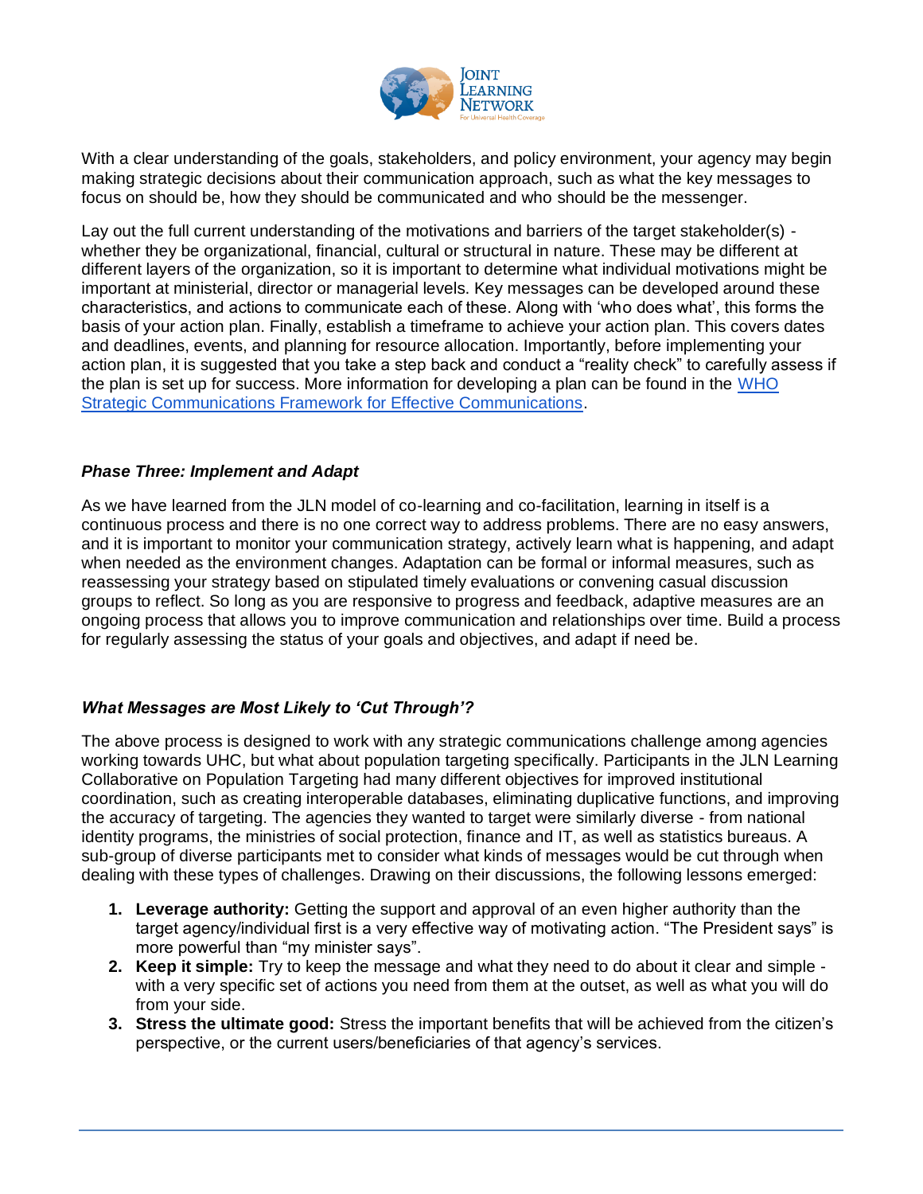With a clear understanding of the goals, stakeholders, and policy environment, your agency may begin making strategic decisions about their communication approach, such as what the key messages to focus on should be, how they should be communicated and who should be the messenger.

Lay out the full current understanding of the motivations and barriers of the target stakeholder(s) - whether they be organizational, financial, cultural or structural in nature. These may be different at different layers of the organization, so it is important to determine what individual motivations might be important at ministerial, director or managerial levels. Key messages can be developed around these characteristics, and actions to communicate each of these. Along with 'who does what', this forms the basis of your action plan. Finally, establish a timeframe to achieve your action plan. This covers dates and deadlines, events, and planning for resource allocation. Importantly, before implementing your action plan, it is suggested that you take a step back and conduct a "reality check" to carefully assess if the plan is set up for success. More information for developing a plan can be found in the WHO Strategic Communications Framework for Effective Communications.

### *Phase Three: Implement and Adapt*

As we have learned from the JLN model of co-learning and co-facilitation, learning in itself is a continuous process and there is no one correct way to address problems. There are no easy answers, and it is important to monitor your communication strategy, actively learn what is happening, and adapt when needed as the environment changes. Adaptation can be formal or informal measures, such as reassessing your strategy based on stipulated timely evaluations or convening casual discussion groups to reflect. So long as you are responsive to progress and feedback, adaptive measures are an ongoing process that allows you to improve communication and relationships over time. Build a process for regularly assessing the status of your goals and objectives, and adapt if need be.

### *What Messages are Most Likely to 'Cut Through'?*

The above process is designed to work with any strategic communications challenge among agencies working towards UHC, but what about population targeting specifically. Participants in the JLN Learning Collaborative on Population Targeting had many different objectives for improved institutional coordination, such as creating interoperable databases, eliminating duplicative functions, and improving the accuracy of targeting. The agencies they wanted to target were similarly diverse - from national identity programs, the ministries of social protection, finance and IT, as well as statistics bureaus. A sub-group of diverse participants met to consider what kinds of messages would be cut through when dealing with these types of challenges. Drawing on their discussions, the following lessons emerged:

1. **Leverage authority:** Getting the support and approval of an even higher authority than the target agency/individual first is a very effective way of motivating action. "The President says" is more powerful than "my minister says".
2. **Keep it simple:** Try to keep the message and what they need to do about it clear and simple - with a very specific set of actions you need from them at the outset, as well as what you will do from your side.
3. **Stress the ultimate good:** Stress the important benefits that will be achieved from the citizen's perspective, or the current users/beneficiaries of that agency's services.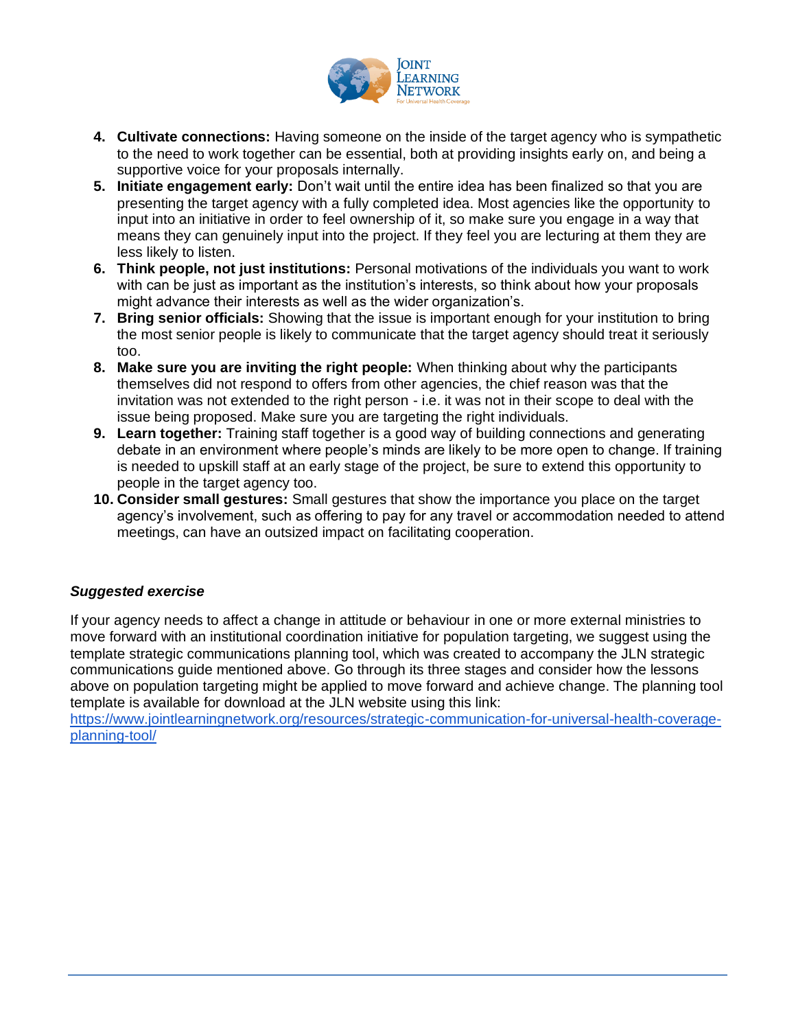4. **Cultivate connections:** Having someone on the inside of the target agency who is sympathetic to the need to work together can be essential, both at providing insights early on, and being a supportive voice for your proposals internally.
5. **Initiate engagement early:** Don't wait until the entire idea has been finalized so that you are presenting the target agency with a fully completed idea. Most agencies like the opportunity to input into an initiative in order to feel ownership of it, so make sure you engage in a way that means they can genuinely input into the project. If they feel you are lecturing at them they are less likely to listen.
6. **Think people, not just institutions:** Personal motivations of the individuals you want to work with can be just as important as the institution's interests, so think about how your proposals might advance their interests as well as the wider organization's.
7. **Bring senior officials:** Showing that the issue is important enough for your institution to bring the most senior people is likely to communicate that the target agency should treat it seriously too.
8. **Make sure you are inviting the right people:** When thinking about why the participants themselves did not respond to offers from other agencies, the chief reason was that the invitation was not extended to the right person - i.e. it was not in their scope to deal with the issue being proposed. Make sure you are targeting the right individuals.
9. **Learn together:** Training staff together is a good way of building connections and generating debate in an environment where people's minds are likely to be more open to change. If training is needed to upskill staff at an early stage of the project, be sure to extend this opportunity to people in the target agency too.
10. **Consider small gestures:** Small gestures that show the importance you place on the target agency's involvement, such as offering to pay for any travel or accommodation needed to attend meetings, can have an outsized impact on facilitating cooperation.

***Suggested exercise***

If your agency needs to affect a change in attitude or behaviour in one or more external ministries to move forward with an institutional coordination initiative for population targeting, we suggest using the template strategic communications planning tool, which was created to accompany the JLN strategic communications guide mentioned above. Go through its three stages and consider how the lessons above on population targeting might be applied to move forward and achieve change. The planning tool template is available for download at the JLN website using this link: https://www.jointlearningnetwork.org/resources/strategic-communication-for-universal-health-coverage-planning-tool/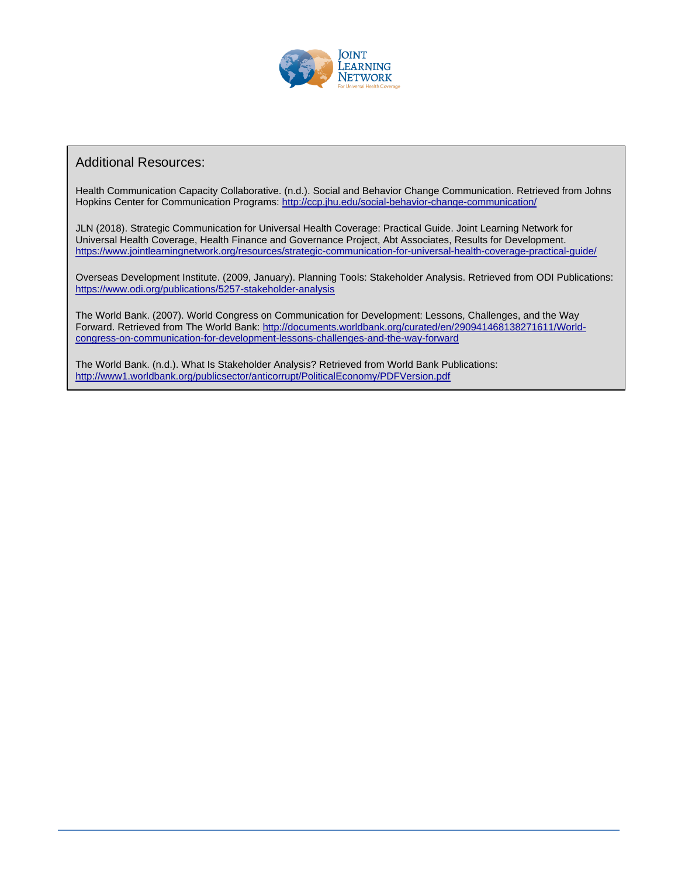## Additional Resources:

Health Communication Capacity Collaborative. (n.d.). Social and Behavior Change Communication. Retrieved from Johns Hopkins Center for Communication Programs: http://ccp.jhu.edu/social-behavior-change-communication/

JLN (2018). Strategic Communication for Universal Health Coverage: Practical Guide. Joint Learning Network for Universal Health Coverage, Health Finance and Governance Project, Abt Associates, Results for Development. https://www.jointlearningnetwork.org/resources/strategic-communication-for-universal-health-coverage-practical-guide/

Overseas Development Institute. (2009, January). Planning Tools: Stakeholder Analysis. Retrieved from ODI Publications: https://www.odi.org/publications/5257-stakeholder-analysis

The World Bank. (2007). World Congress on Communication for Development: Lessons, Challenges, and the Way Forward. Retrieved from The World Bank: http://documents.worldbank.org/curated/en/290941468138271611/World-congress-on-communication-for-development-lessons-challenges-and-the-way-forward

The World Bank. (n.d.). What Is Stakeholder Analysis? Retrieved from World Bank Publications: http://www1.worldbank.org/publicsector/anticorrupt/PoliticalEconomy/PDFVersion.pdf